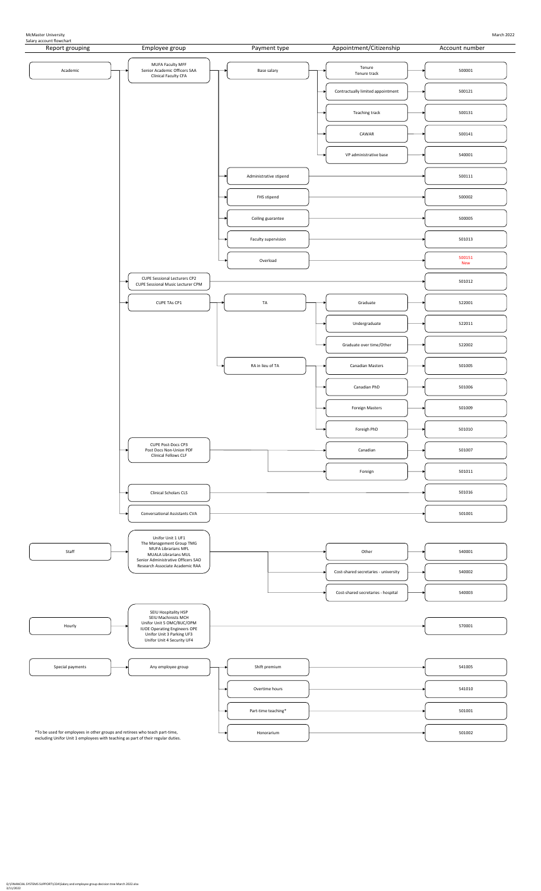McMaster University

Salary account flowchart

March 2022

| Report grouping | Employee group | Payment type | Appointment/Citizenship | Account number |
|---|---|---|---|---|
| Academic | MUFA Faculty MFF<br>Senior Academic Officers SAA<br>Clinical Faculty CFA | Base salary | Tenure<br>Tenure track | 500001 |
| | | | Contractually limited appointment | 500121 |
| | | | Teaching track | 500131 |
| | | | CAWAR | 500141 |
| | | | VP administrative base | 540001 |
| | | Administrative stipend | | 500111 |
| | | FHS stipend | | 500002 |
| | | Ceiling guarantee | | 500005 |
| | | Faculty supervision | | 501013 |
| | | Overload | | 500151 New |
| | CUPE Sessional Lecturers CP2<br>CUPE Sessional Music Lecturer CPM | | | 501012 |
| | CUPE TAs CP1 | TA | Graduate | 522001 |
| | | | Undergraduate | 522011 |
| | | | Graduate over time/Other | 522002 |
| | | RA in lieu of TA | Canadian Masters | 501005 |
| | | | Canadian PhD | 501006 |
| | | | Foreign Masters | 501009 |
| | | | Foreigh PhD | 501010 |
| | CUPE Post-Docs CP3<br>Post Docs Non-Union PDF<br>Clinical Fellows CLF | | Canadian | 501007 |
| | | | Foreign | 501011 |
| | Clinical Scholars CLS | | | 501016 |
| | Conversational Assistants CVA | | | 501001 |
| Staff | Unifor Unit 1 UF1<br>The Management Group TMG<br>MUFA Librarians MFL<br>MUALA Librarians MUL<br>Senior Administrative Officers SAO<br>Research Associate Academic RAA | | Other | 540001 |
| | | | Cost-shared secretaries - university | 540002 |
| | | | Cost-shared secretaries - hospital | 540003 |
| Hourly | SEIU Hospitality HSP<br>SEIU Machinists MCH<br>Unifor Unit 5 OMC/BUC/OPM<br>IUOE Operating Engineers OPE<br>Unifor Unit 3 Parking UF3<br>Unifor Unit 4 Security UF4 | | | 570001 |
| Special payments | Any employee group | Shift premium | | 541005 |
| | | Overtime hours | | 541010 |
| | | Part-time teaching* | | 501001 |
| | | Honorarium | | 501002 |

*To be used for employees in other groups and retirees who teach part-time, excluding Unifor Unit 1 employees with teaching as part of their regular duties.

Q:\FINANCIAL SYSTEMS SUPPORT\COA\Salary and employee group decision tree March 2022.xlsx
3/11/2022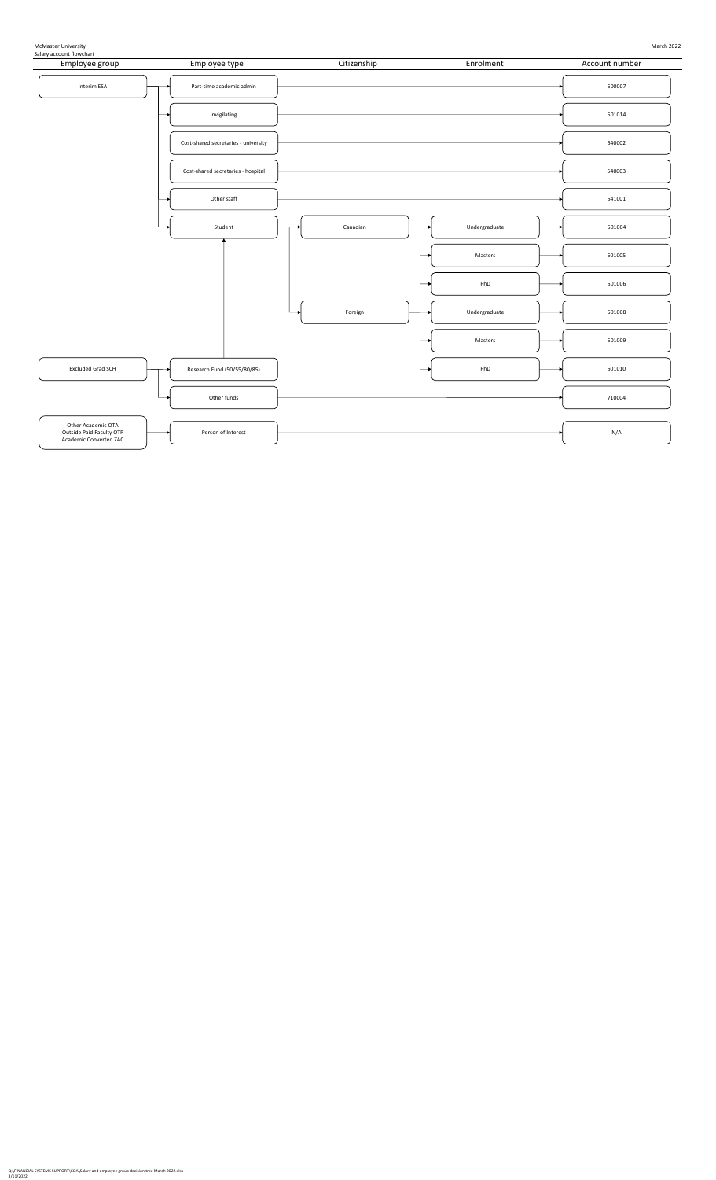McMaster University

Salary account flowchart

March 2022

| Employee group | Employee type | Citizenship | Enrolment | Account number |
|---|---|---|---|---|
| Interim ESA | Part-time academic admin | | | 500007 |
| | Invigilating | | | 501014 |
| | Cost-shared secretaries - university | | | 540002 |
| | Cost-shared secretaries - hospital | | | 540003 |
| | Other staff | | | 541001 |
| | Student | Canadian | Undergraduate | 501004 |
| | | | Masters | 501005 |
| | | | PhD | 501006 |
| | | Foreign | Undergraduate | 501008 |
| | | | Masters | 501009 |
| | | | PhD | 501010 |
| Excluded Grad SCH | Research Fund (50/55/80/85) → Student | | | |
| | Other funds | | | 710004 |
| Other Academic OTA<br>Outside Paid Faculty OTP<br>Academic Converted ZAC | Person of Interest | | | N/A |

Q:\FINANCIAL SYSTEMS SUPPORT\COA\Salary and employee group decision tree March 2022.xlsx
3/11/2022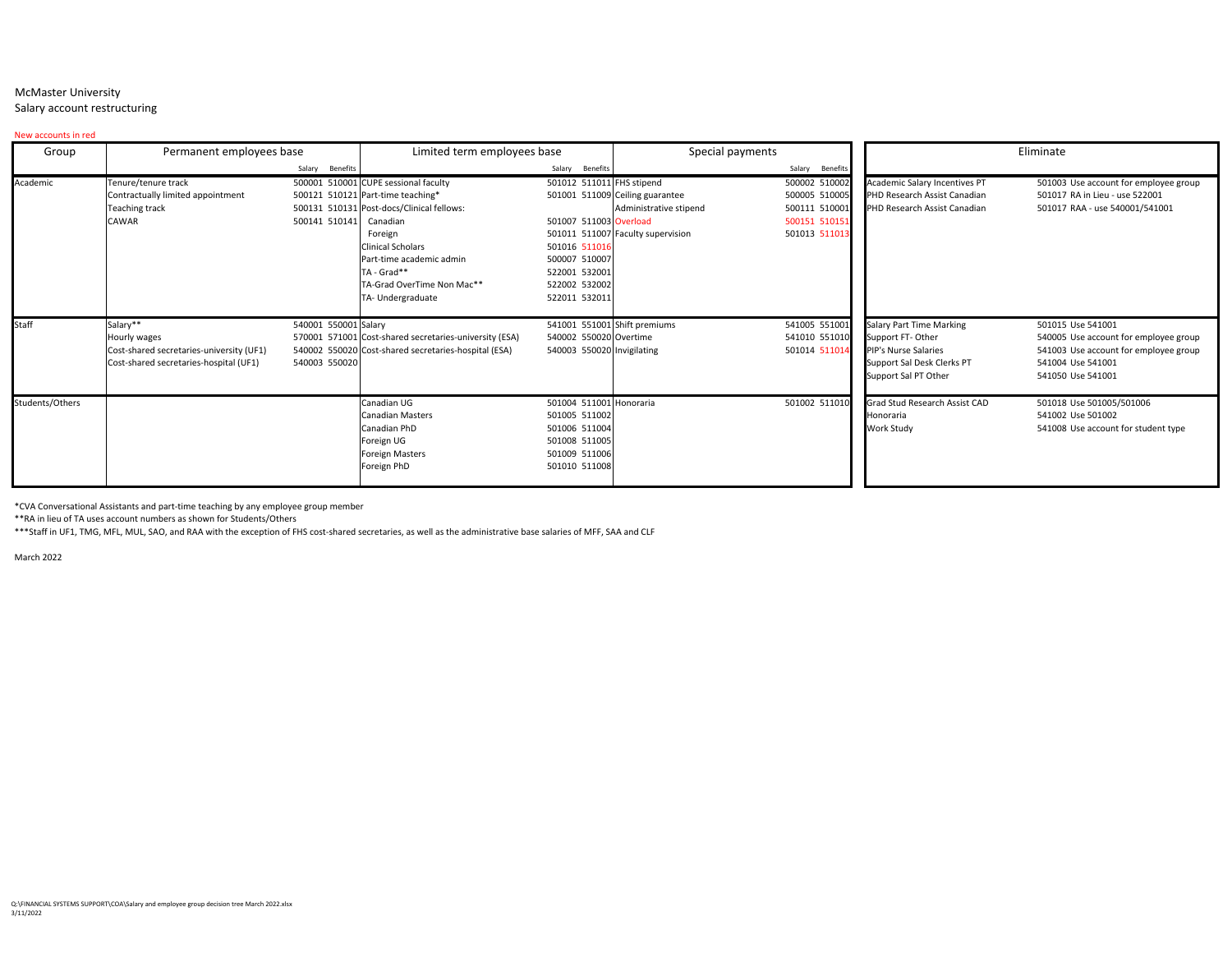McMaster University

Salary account restructuring

New accounts in red

| Group | Permanent employees base | Salary | Benefits | Limited term employees base | Salary | Benefits | Special payments | Salary | Benefits | Eliminate | |
|---|---|---|---|---|---|---|---|---|---|---|---|
| Academic | Tenure/tenure track | 500001 | 510001 | CUPE sessional faculty | 501012 | 511011 | FHS stipend | 500002 | 510002 | Academic Salary Incentives PT | 501003 Use account for employee group |
| | Contractually limited appointment | 500121 | 510121 | Part-time teaching* | 501001 | 511009 | Ceiling guarantee | 500005 | 510005 | PHD Research Assist Canadian | 501017 RA in Lieu - use 522001 |
| | Teaching track | 500131 | 510131 | Post-docs/Clinical fellows: | | | Administrative stipend | 500111 | 510001 | PHD Research Assist Canadian | 501017 RAA - use 540001/541001 |
| | CAWAR | 500141 | 510141 | Canadian | 501007 | 511003 | Overload | 500151 | 510151 | | |
| | | | | Foreign | 501011 | 511007 | Faculty supervision | 501013 | 511013 | | |
| | | | | Clinical Scholars | 501016 | 511016 | | | | | |
| | | | | Part-time academic admin | 500007 | 510007 | | | | | |
| | | | | TA - Grad** | 522001 | 532001 | | | | | |
| | | | | TA-Grad OverTime Non Mac** | 522002 | 532002 | | | | | |
| | | | | TA- Undergraduate | 522011 | 532011 | | | | | |
| Staff | Salary** | 540001 | 550001 | Salary | 541001 | 551001 | Shift premiums | 541005 | 551001 | Salary Part Time Marking | 501015 Use 541001 |
| | Hourly wages | 570001 | 571001 | Cost-shared secretaries-university (ESA) | 540002 | 550020 | Overtime | 541010 | 551010 | Support FT- Other | 540005 Use account for employee group |
| | Cost-shared secretaries-university (UF1) | 540002 | 550020 | Cost-shared secretaries-hospital (ESA) | 540003 | 550020 | Invigilating | 501014 | 511014 | PIP's Nurse Salaries | 541003 Use account for employee group |
| | Cost-shared secretaries-hospital (UF1) | 540003 | 550020 | | | | | | | Support Sal Desk Clerks PT | 541004 Use 541001 |
| | | | | | | | | | | Support Sal PT Other | 541050 Use 541001 |
| Students/Others | | | | Canadian UG | 501004 | 511001 | Honoraria | 501002 | 511010 | Grad Stud Research Assist CAD | 501018 Use 501005/501006 |
| | | | | Canadian Masters | 501005 | 511002 | | | | Honoraria | 541002 Use 501002 |
| | | | | Canadian PhD | 501006 | 511004 | | | | Work Study | 541008 Use account for student type |
| | | | | Foreign UG | 501008 | 511005 | | | | | |
| | | | | Foreign Masters | 501009 | 511006 | | | | | |
| | | | | Foreign PhD | 501010 | 511008 | | | | | |

*CVA Conversational Assistants and part-time teaching by any employee group member

**RA in lieu of TA uses account numbers as shown for Students/Others

***Staff in UF1, TMG, MFL, MUL, SAO, and RAA with the exception of FHS cost-shared secretaries, as well as the administrative base salaries of MFF, SAA and CLF

March 2022

Q:\FINANCIAL SYSTEMS SUPPORT\COA\Salary and employee group decision tree March 2022.xlsx
3/11/2022